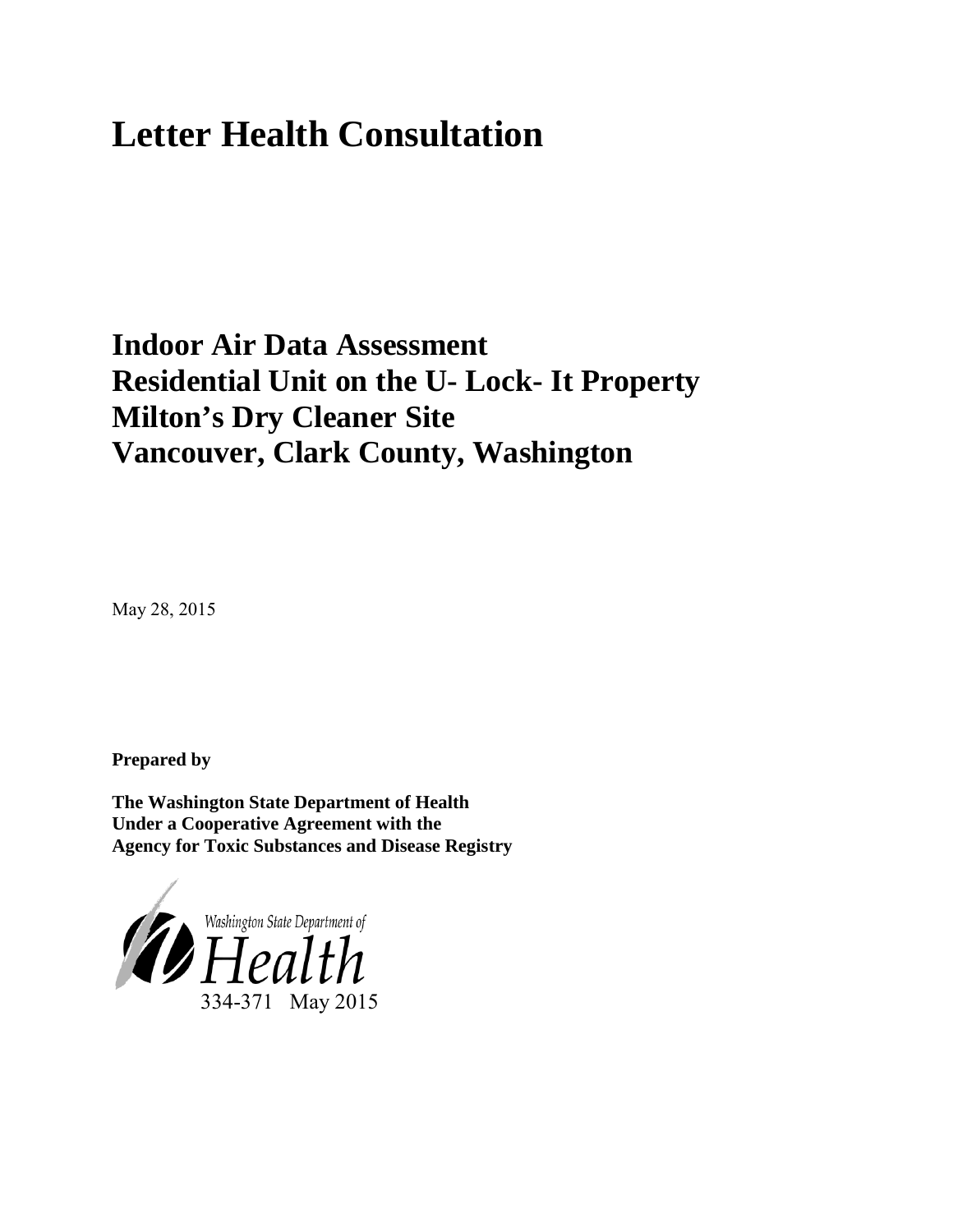# Letter Health Consultation

## Indoor Air Data Assessment
## Residential Unit on the U- Lock- It Property
## Milton's Dry Cleaner Site
## Vancouver, Clark County, Washington

May 28, 2015

**Prepared by**

**The Washington State Department of Health**
**Under a Cooperative Agreement with the**
**Agency for Toxic Substances and Disease Registry**

Washington State Department of Health

334-371 May 2015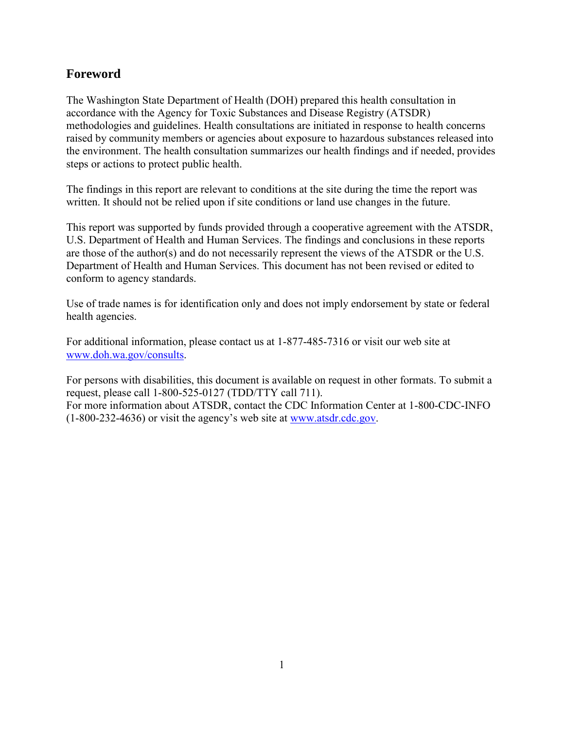## Foreword

The Washington State Department of Health (DOH) prepared this health consultation in accordance with the Agency for Toxic Substances and Disease Registry (ATSDR) methodologies and guidelines. Health consultations are initiated in response to health concerns raised by community members or agencies about exposure to hazardous substances released into the environment. The health consultation summarizes our health findings and if needed, provides steps or actions to protect public health.

The findings in this report are relevant to conditions at the site during the time the report was written. It should not be relied upon if site conditions or land use changes in the future.

This report was supported by funds provided through a cooperative agreement with the ATSDR, U.S. Department of Health and Human Services. The findings and conclusions in these reports are those of the author(s) and do not necessarily represent the views of the ATSDR or the U.S. Department of Health and Human Services. This document has not been revised or edited to conform to agency standards.

Use of trade names is for identification only and does not imply endorsement by state or federal health agencies.

For additional information, please contact us at 1-877-485-7316 or visit our web site at [www.doh.wa.gov/consults](www.doh.wa.gov/consults).

For persons with disabilities, this document is available on request in other formats. To submit a request, please call 1-800-525-0127 (TDD/TTY call 711).
For more information about ATSDR, contact the CDC Information Center at 1-800-CDC-INFO (1-800-232-4636) or visit the agency's web site at [www.atsdr.cdc.gov](www.atsdr.cdc.gov).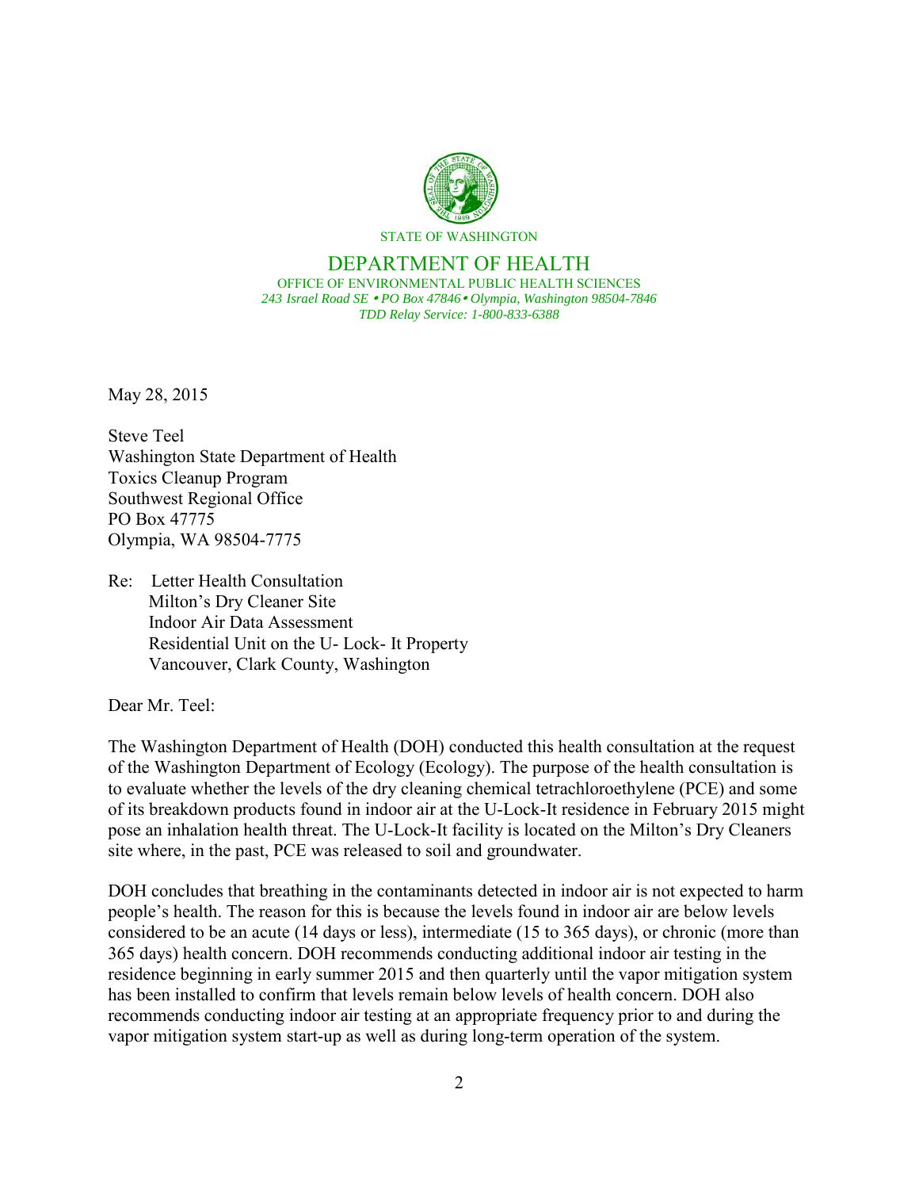STATE OF WASHINGTON

DEPARTMENT OF HEALTH

OFFICE OF ENVIRONMENTAL PUBLIC HEALTH SCIENCES

*243 Israel Road SE • PO Box 47846 • Olympia, Washington 98504-7846*

*TDD Relay Service: 1-800-833-6388*

May 28, 2015

Steve Teel
Washington State Department of Health
Toxics Cleanup Program
Southwest Regional Office
PO Box 47775
Olympia, WA 98504-7775

Re: Letter Health Consultation
Milton's Dry Cleaner Site
Indoor Air Data Assessment
Residential Unit on the U- Lock- It Property
Vancouver, Clark County, Washington

Dear Mr. Teel:

The Washington Department of Health (DOH) conducted this health consultation at the request of the Washington Department of Ecology (Ecology). The purpose of the health consultation is to evaluate whether the levels of the dry cleaning chemical tetrachloroethylene (PCE) and some of its breakdown products found in indoor air at the U-Lock-It residence in February 2015 might pose an inhalation health threat. The U-Lock-It facility is located on the Milton's Dry Cleaners site where, in the past, PCE was released to soil and groundwater.

DOH concludes that breathing in the contaminants detected in indoor air is not expected to harm people's health. The reason for this is because the levels found in indoor air are below levels considered to be an acute (14 days or less), intermediate (15 to 365 days), or chronic (more than 365 days) health concern. DOH recommends conducting additional indoor air testing in the residence beginning in early summer 2015 and then quarterly until the vapor mitigation system has been installed to confirm that levels remain below levels of health concern. DOH also recommends conducting indoor air testing at an appropriate frequency prior to and during the vapor mitigation system start-up as well as during long-term operation of the system.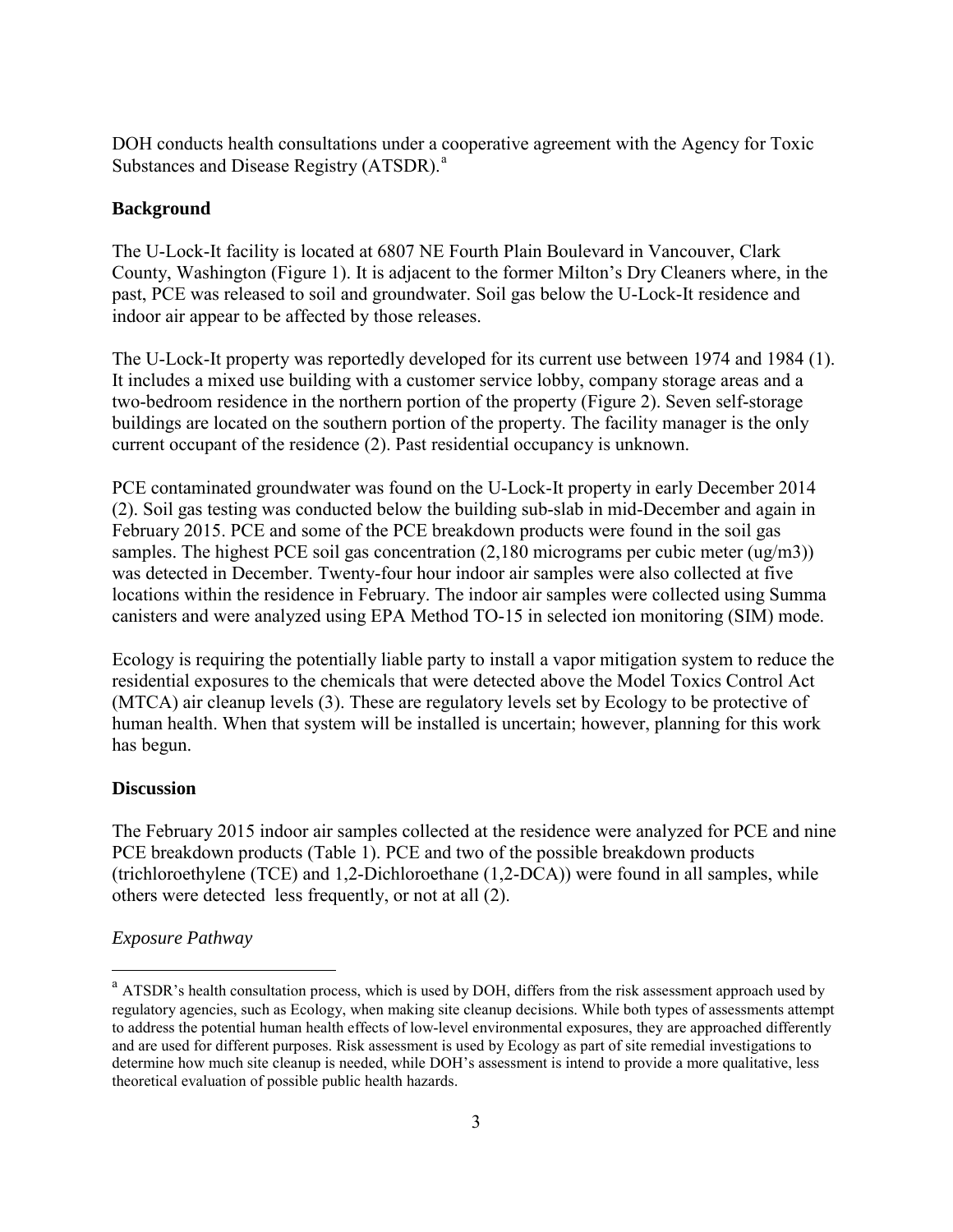DOH conducts health consultations under a cooperative agreement with the Agency for Toxic Substances and Disease Registry (ATSDR).[a]

## Background

The U-Lock-It facility is located at 6807 NE Fourth Plain Boulevard in Vancouver, Clark County, Washington (Figure 1). It is adjacent to the former Milton's Dry Cleaners where, in the past, PCE was released to soil and groundwater. Soil gas below the U-Lock-It residence and indoor air appear to be affected by those releases.

The U-Lock-It property was reportedly developed for its current use between 1974 and 1984 (1). It includes a mixed use building with a customer service lobby, company storage areas and a two-bedroom residence in the northern portion of the property (Figure 2). Seven self-storage buildings are located on the southern portion of the property. The facility manager is the only current occupant of the residence (2). Past residential occupancy is unknown.

PCE contaminated groundwater was found on the U-Lock-It property in early December 2014 (2). Soil gas testing was conducted below the building sub-slab in mid-December and again in February 2015. PCE and some of the PCE breakdown products were found in the soil gas samples. The highest PCE soil gas concentration (2,180 micrograms per cubic meter (ug/m3)) was detected in December. Twenty-four hour indoor air samples were also collected at five locations within the residence in February. The indoor air samples were collected using Summa canisters and were analyzed using EPA Method TO-15 in selected ion monitoring (SIM) mode.

Ecology is requiring the potentially liable party to install a vapor mitigation system to reduce the residential exposures to the chemicals that were detected above the Model Toxics Control Act (MTCA) air cleanup levels (3). These are regulatory levels set by Ecology to be protective of human health. When that system will be installed is uncertain; however, planning for this work has begun.

## Discussion

The February 2015 indoor air samples collected at the residence were analyzed for PCE and nine PCE breakdown products (Table 1). PCE and two of the possible breakdown products (trichloroethylene (TCE) and 1,2-Dichloroethane (1,2-DCA)) were found in all samples, while others were detected less frequently, or not at all (2).

### *Exposure Pathway*

[a] ATSDR's health consultation process, which is used by DOH, differs from the risk assessment approach used by regulatory agencies, such as Ecology, when making site cleanup decisions. While both types of assessments attempt to address the potential human health effects of low-level environmental exposures, they are approached differently and are used for different purposes. Risk assessment is used by Ecology as part of site remedial investigations to determine how much site cleanup is needed, while DOH's assessment is intend to provide a more qualitative, less theoretical evaluation of possible public health hazards.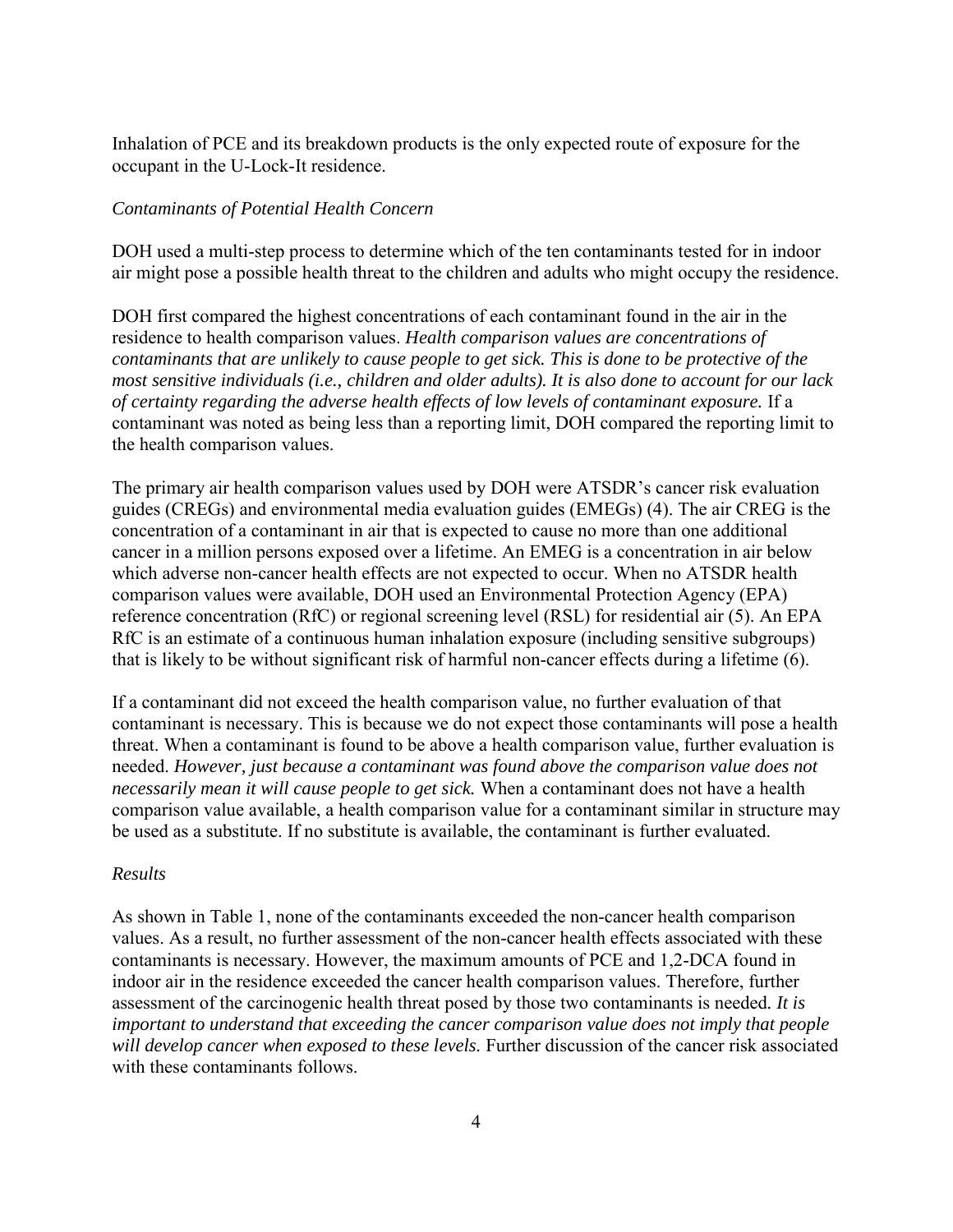Inhalation of PCE and its breakdown products is the only expected route of exposure for the occupant in the U-Lock-It residence.

*Contaminants of Potential Health Concern*

DOH used a multi-step process to determine which of the ten contaminants tested for in indoor air might pose a possible health threat to the children and adults who might occupy the residence.

DOH first compared the highest concentrations of each contaminant found in the air in the residence to health comparison values. *Health comparison values are concentrations of contaminants that are unlikely to cause people to get sick. This is done to be protective of the most sensitive individuals (i.e., children and older adults). It is also done to account for our lack of certainty regarding the adverse health effects of low levels of contaminant exposure.* If a contaminant was noted as being less than a reporting limit, DOH compared the reporting limit to the health comparison values.

The primary air health comparison values used by DOH were ATSDR's cancer risk evaluation guides (CREGs) and environmental media evaluation guides (EMEGs) (4). The air CREG is the concentration of a contaminant in air that is expected to cause no more than one additional cancer in a million persons exposed over a lifetime. An EMEG is a concentration in air below which adverse non-cancer health effects are not expected to occur. When no ATSDR health comparison values were available, DOH used an Environmental Protection Agency (EPA) reference concentration (RfC) or regional screening level (RSL) for residential air (5). An EPA RfC is an estimate of a continuous human inhalation exposure (including sensitive subgroups) that is likely to be without significant risk of harmful non-cancer effects during a lifetime (6).

If a contaminant did not exceed the health comparison value, no further evaluation of that contaminant is necessary. This is because we do not expect those contaminants will pose a health threat. When a contaminant is found to be above a health comparison value, further evaluation is needed. *However, just because a contaminant was found above the comparison value does not necessarily mean it will cause people to get sick.* When a contaminant does not have a health comparison value available, a health comparison value for a contaminant similar in structure may be used as a substitute. If no substitute is available, the contaminant is further evaluated.

*Results*

As shown in Table 1, none of the contaminants exceeded the non-cancer health comparison values. As a result, no further assessment of the non-cancer health effects associated with these contaminants is necessary. However, the maximum amounts of PCE and 1,2-DCA found in indoor air in the residence exceeded the cancer health comparison values. Therefore, further assessment of the carcinogenic health threat posed by those two contaminants is needed. *It is important to understand that exceeding the cancer comparison value does not imply that people will develop cancer when exposed to these levels.* Further discussion of the cancer risk associated with these contaminants follows.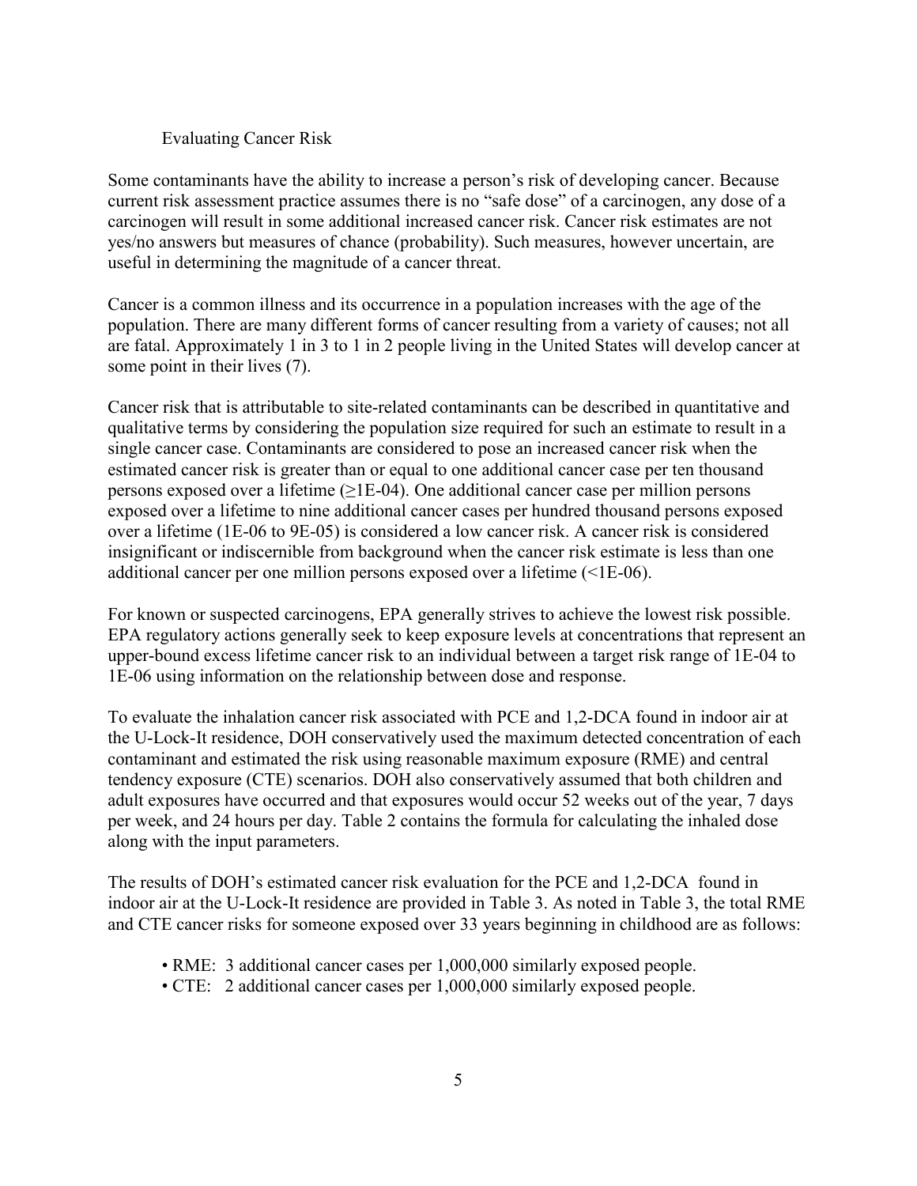## Evaluating Cancer Risk

Some contaminants have the ability to increase a person's risk of developing cancer. Because current risk assessment practice assumes there is no "safe dose" of a carcinogen, any dose of a carcinogen will result in some additional increased cancer risk. Cancer risk estimates are not yes/no answers but measures of chance (probability). Such measures, however uncertain, are useful in determining the magnitude of a cancer threat.

Cancer is a common illness and its occurrence in a population increases with the age of the population. There are many different forms of cancer resulting from a variety of causes; not all are fatal. Approximately 1 in 3 to 1 in 2 people living in the United States will develop cancer at some point in their lives (7).

Cancer risk that is attributable to site-related contaminants can be described in quantitative and qualitative terms by considering the population size required for such an estimate to result in a single cancer case. Contaminants are considered to pose an increased cancer risk when the estimated cancer risk is greater than or equal to one additional cancer case per ten thousand persons exposed over a lifetime (≥1E-04). One additional cancer case per million persons exposed over a lifetime to nine additional cancer cases per hundred thousand persons exposed over a lifetime (1E-06 to 9E-05) is considered a low cancer risk. A cancer risk is considered insignificant or indiscernible from background when the cancer risk estimate is less than one additional cancer per one million persons exposed over a lifetime (<1E-06).

For known or suspected carcinogens, EPA generally strives to achieve the lowest risk possible. EPA regulatory actions generally seek to keep exposure levels at concentrations that represent an upper-bound excess lifetime cancer risk to an individual between a target risk range of 1E-04 to 1E-06 using information on the relationship between dose and response.

To evaluate the inhalation cancer risk associated with PCE and 1,2-DCA found in indoor air at the U-Lock-It residence, DOH conservatively used the maximum detected concentration of each contaminant and estimated the risk using reasonable maximum exposure (RME) and central tendency exposure (CTE) scenarios. DOH also conservatively assumed that both children and adult exposures have occurred and that exposures would occur 52 weeks out of the year, 7 days per week, and 24 hours per day. Table 2 contains the formula for calculating the inhaled dose along with the input parameters.

The results of DOH's estimated cancer risk evaluation for the PCE and 1,2-DCA found in indoor air at the U-Lock-It residence are provided in Table 3. As noted in Table 3, the total RME and CTE cancer risks for someone exposed over 33 years beginning in childhood are as follows:

- RME: 3 additional cancer cases per 1,000,000 similarly exposed people.
- CTE: 2 additional cancer cases per 1,000,000 similarly exposed people.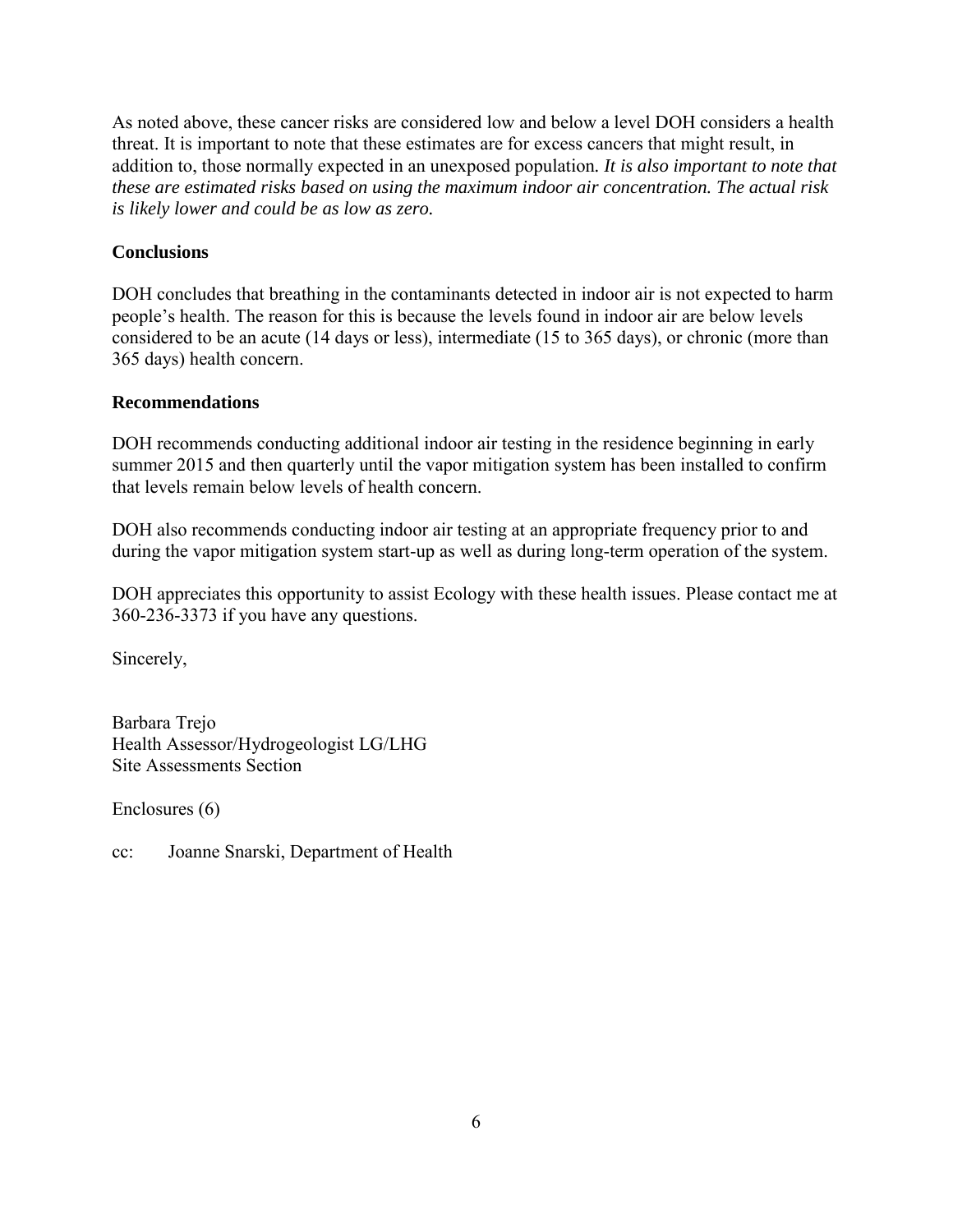As noted above, these cancer risks are considered low and below a level DOH considers a health threat. It is important to note that these estimates are for excess cancers that might result, in addition to, those normally expected in an unexposed population. *It is also important to note that these are estimated risks based on using the maximum indoor air concentration. The actual risk is likely lower and could be as low as zero.*

**Conclusions**

DOH concludes that breathing in the contaminants detected in indoor air is not expected to harm people's health. The reason for this is because the levels found in indoor air are below levels considered to be an acute (14 days or less), intermediate (15 to 365 days), or chronic (more than 365 days) health concern.

**Recommendations**

DOH recommends conducting additional indoor air testing in the residence beginning in early summer 2015 and then quarterly until the vapor mitigation system has been installed to confirm that levels remain below levels of health concern.

DOH also recommends conducting indoor air testing at an appropriate frequency prior to and during the vapor mitigation system start-up as well as during long-term operation of the system.

DOH appreciates this opportunity to assist Ecology with these health issues. Please contact me at 360-236-3373 if you have any questions.

Sincerely,

Barbara Trejo
Health Assessor/Hydrogeologist LG/LHG
Site Assessments Section

Enclosures (6)

cc: Joanne Snarski, Department of Health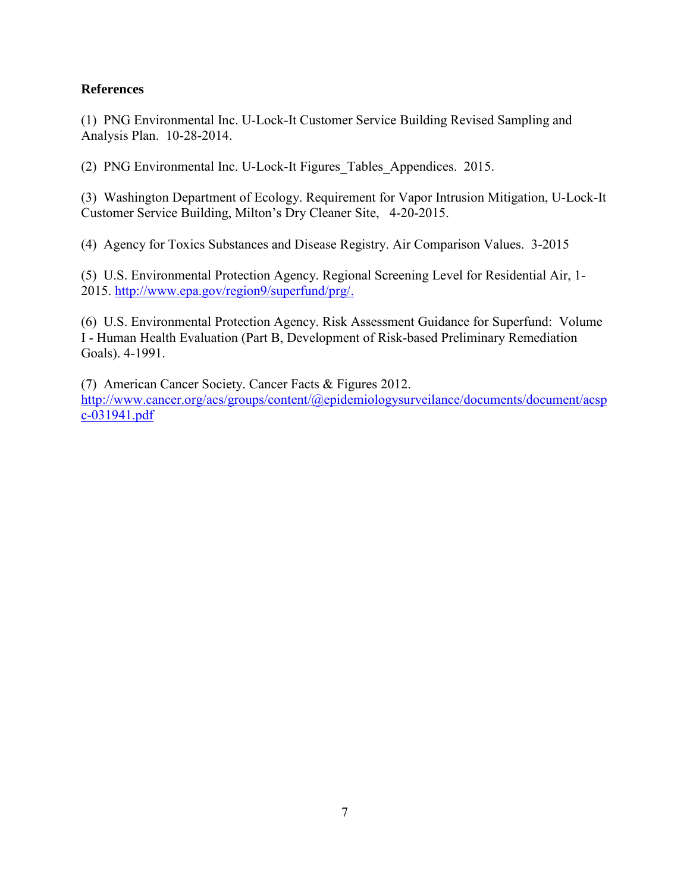## References

(1) PNG Environmental Inc. U-Lock-It Customer Service Building Revised Sampling and Analysis Plan. 10-28-2014.

(2) PNG Environmental Inc. U-Lock-It Figures_Tables_Appendices. 2015.

(3) Washington Department of Ecology. Requirement for Vapor Intrusion Mitigation, U-Lock-It Customer Service Building, Milton's Dry Cleaner Site, 4-20-2015.

(4) Agency for Toxics Substances and Disease Registry. Air Comparison Values. 3-2015

(5) U.S. Environmental Protection Agency. Regional Screening Level for Residential Air, 1-2015. [http://www.epa.gov/region9/superfund/prg/.](http://www.epa.gov/region9/superfund/prg/)

(6) U.S. Environmental Protection Agency. Risk Assessment Guidance for Superfund: Volume I - Human Health Evaluation (Part B, Development of Risk-based Preliminary Remediation Goals). 4-1991.

(7) American Cancer Society. Cancer Facts & Figures 2012. [http://www.cancer.org/acs/groups/content/@epidemiologysurveilance/documents/document/acspc-031941.pdf](http://www.cancer.org/acs/groups/content/@epidemiologysurveilance/documents/document/acspc-031941.pdf)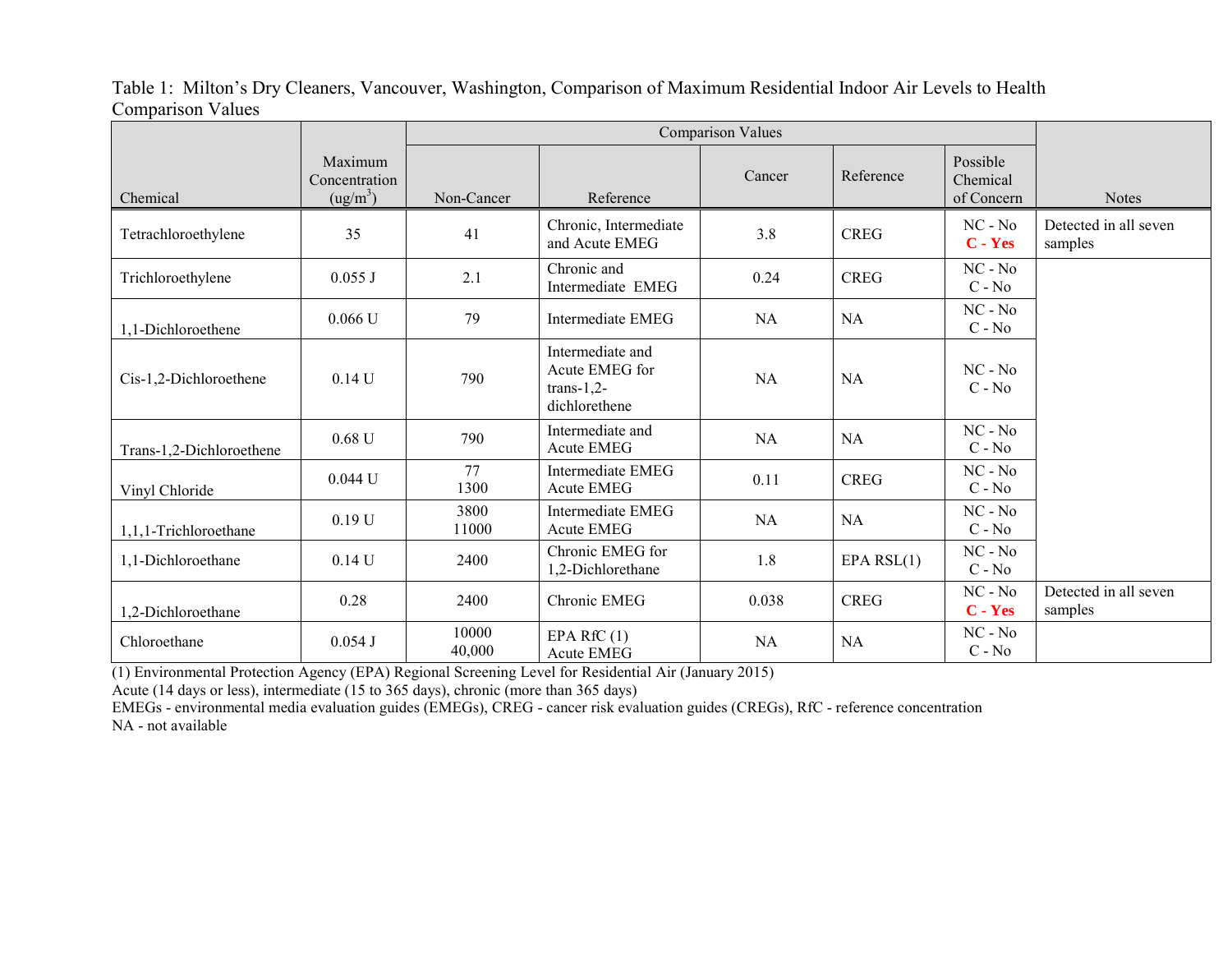Table 1: Milton's Dry Cleaners, Vancouver, Washington, Comparison of Maximum Residential Indoor Air Levels to Health Comparison Values

| Chemical | Maximum Concentration ($ug/m^3$) | Comparison Values | | | | | Notes |
|---|---|---|---|---|---|---|---|
| | | Non-Cancer | Reference | Cancer | Reference | Possible Chemical of Concern | |
| Tetrachloroethylene | 35 | 41 | Chronic, Intermediate and Acute EMEG | 3.8 | CREG | NC - No<br>**C - Yes** | Detected in all seven samples |
| Trichloroethylene | 0.055 J | 2.1 | Chronic and Intermediate EMEG | 0.24 | CREG | NC - No<br>C - No | |
| 1,1-Dichloroethene | 0.066 U | 79 | Intermediate EMEG | NA | NA | NC - No<br>C - No | |
| Cis-1,2-Dichloroethene | 0.14 U | 790 | Intermediate and Acute EMEG for trans-1,2-dichlorethene | NA | NA | NC - No<br>C - No | |
| Trans-1,2-Dichloroethene | 0.68 U | 790 | Intermediate and Acute EMEG | NA | NA | NC - No<br>C - No | |
| Vinyl Chloride | 0.044 U | 77<br>1300 | Intermediate EMEG<br>Acute EMEG | 0.11 | CREG | NC - No<br>C - No | |
| 1,1,1-Trichloroethane | 0.19 U | 3800<br>11000 | Intermediate EMEG<br>Acute EMEG | NA | NA | NC - No<br>C - No | |
| 1,1-Dichloroethane | 0.14 U | 2400 | Chronic EMEG for 1,2-Dichlorethane | 1.8 | EPA RSL(1) | NC - No<br>C - No | |
| 1,2-Dichloroethane | 0.28 | 2400 | Chronic EMEG | 0.038 | CREG | NC - No<br>**C - Yes** | Detected in all seven samples |
| Chloroethane | 0.054 J | 10000<br>40,000 | EPA RfC (1)<br>Acute EMEG | NA | NA | NC - No<br>C - No | |

(1) Environmental Protection Agency (EPA) Regional Screening Level for Residential Air (January 2015)

Acute (14 days or less), intermediate (15 to 365 days), chronic (more than 365 days)

EMEGs - environmental media evaluation guides (EMEGs), CREG - cancer risk evaluation guides (CREGs), RfC - reference concentration

NA - not available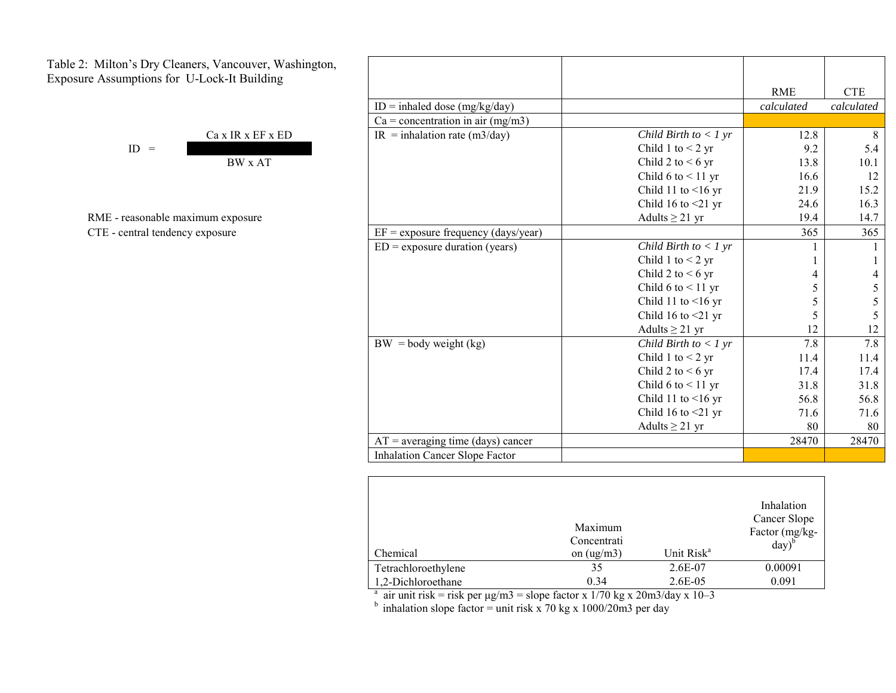Table 2: Milton's Dry Cleaners, Vancouver, Washington, Exposure Assumptions for U-Lock-It Building

$$ID = \frac{Ca \times IR \times EF \times ED}{BW \times AT}$$

RME - reasonable maximum exposure
CTE - central tendency exposure

| | | RME | CTE |
|---|---|---|---|
| ID = inhaled dose (mg/kg/day) | | *calculated* | *calculated* |
| Ca = concentration in air (mg/m3) | | | |
| IR = inhalation rate (m3/day) | *Child Birth to < 1 yr* | 12.8 | 8 |
| | Child 1 to < 2 yr | 9.2 | 5.4 |
| | Child 2 to < 6 yr | 13.8 | 10.1 |
| | Child 6 to < 11 yr | 16.6 | 12 |
| | Child 11 to <16 yr | 21.9 | 15.2 |
| | Child 16 to <21 yr | 24.6 | 16.3 |
| | Adults ≥ 21 yr | 19.4 | 14.7 |
| EF = exposure frequency (days/year) | | 365 | 365 |
| ED = exposure duration (years) | *Child Birth to < 1 yr* | 1 | 1 |
| | Child 1 to < 2 yr | 1 | 1 |
| | Child 2 to < 6 yr | 4 | 4 |
| | Child 6 to < 11 yr | 5 | 5 |
| | Child 11 to <16 yr | 5 | 5 |
| | Child 16 to <21 yr | 5 | 5 |
| | Adults ≥ 21 yr | 12 | 12 |
| BW = body weight (kg) | *Child Birth to < 1 yr* | 7.8 | 7.8 |
| | Child 1 to < 2 yr | 11.4 | 11.4 |
| | Child 2 to < 6 yr | 17.4 | 17.4 |
| | Child 6 to < 11 yr | 31.8 | 31.8 |
| | Child 11 to <16 yr | 56.8 | 56.8 |
| | Child 16 to <21 yr | 71.6 | 71.6 |
| | Adults ≥ 21 yr | 80 | 80 |
| AT = averaging time (days) cancer | | 28470 | 28470 |
| Inhalation Cancer Slope Factor | | | |

| Chemical | Maximum Concentration (ug/m3) | Unit Risk[a] | Inhalation Cancer Slope Factor (mg/kg-day)[b] |
|---|---|---|---|
| Tetrachloroethylene | 35 | 2.6E-07 | 0.00091 |
| 1,2-Dichloroethane | 0.34 | 2.6E-05 | 0.091 |

[a] air unit risk = risk per µg/m3 = slope factor x 1/70 kg x 20m3/day x 10–3

[b] inhalation slope factor = unit risk x 70 kg x 1000/20m3 per day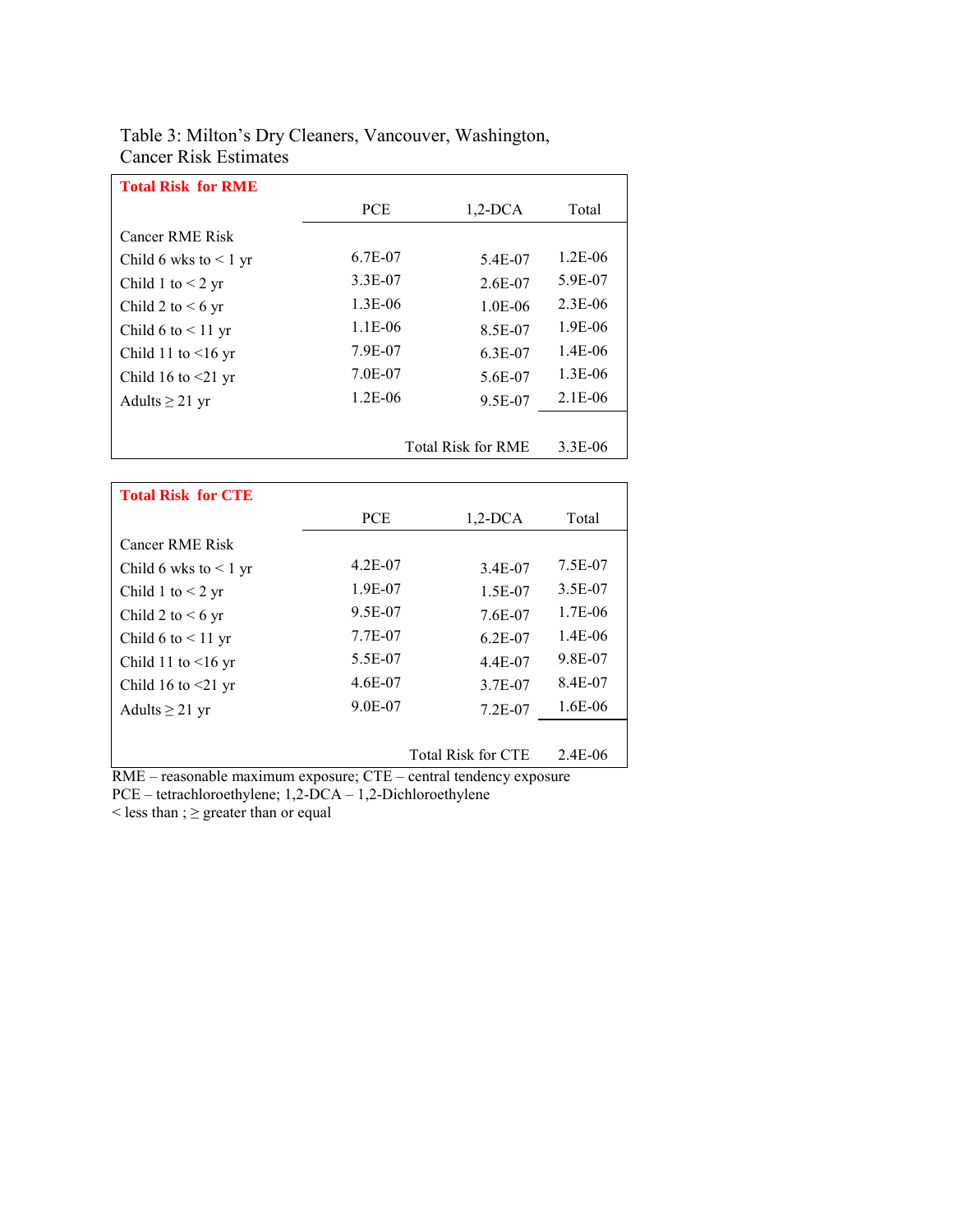Table 3: Milton's Dry Cleaners, Vancouver, Washington, Cancer Risk Estimates

| **Total Risk for RME** | | | |
|---|---|---|---|
| | PCE | 1,2-DCA | Total |
| Cancer RME Risk | | | |
| Child 6 wks to < 1 yr | 6.7E-07 | 5.4E-07 | 1.2E-06 |
| Child 1 to < 2 yr | 3.3E-07 | 2.6E-07 | 5.9E-07 |
| Child 2 to < 6 yr | 1.3E-06 | 1.0E-06 | 2.3E-06 |
| Child 6 to < 11 yr | 1.1E-06 | 8.5E-07 | 1.9E-06 |
| Child 11 to <16 yr | 7.9E-07 | 6.3E-07 | 1.4E-06 |
| Child 16 to <21 yr | 7.0E-07 | 5.6E-07 | 1.3E-06 |
| Adults ≥ 21 yr | 1.2E-06 | 9.5E-07 | 2.1E-06 |
| | | Total Risk for RME | 3.3E-06 |

| **Total Risk for CTE** | | | |
|---|---|---|---|
| | PCE | 1,2-DCA | Total |
| Cancer RME Risk | | | |
| Child 6 wks to < 1 yr | 4.2E-07 | 3.4E-07 | 7.5E-07 |
| Child 1 to < 2 yr | 1.9E-07 | 1.5E-07 | 3.5E-07 |
| Child 2 to < 6 yr | 9.5E-07 | 7.6E-07 | 1.7E-06 |
| Child 6 to < 11 yr | 7.7E-07 | 6.2E-07 | 1.4E-06 |
| Child 11 to <16 yr | 5.5E-07 | 4.4E-07 | 9.8E-07 |
| Child 16 to <21 yr | 4.6E-07 | 3.7E-07 | 8.4E-07 |
| Adults ≥ 21 yr | 9.0E-07 | 7.2E-07 | 1.6E-06 |
| | | Total Risk for CTE | 2.4E-06 |

RME – reasonable maximum exposure; CTE – central tendency exposure
PCE – tetrachloroethylene; 1,2-DCA – 1,2-Dichloroethylene
< less than ; ≥ greater than or equal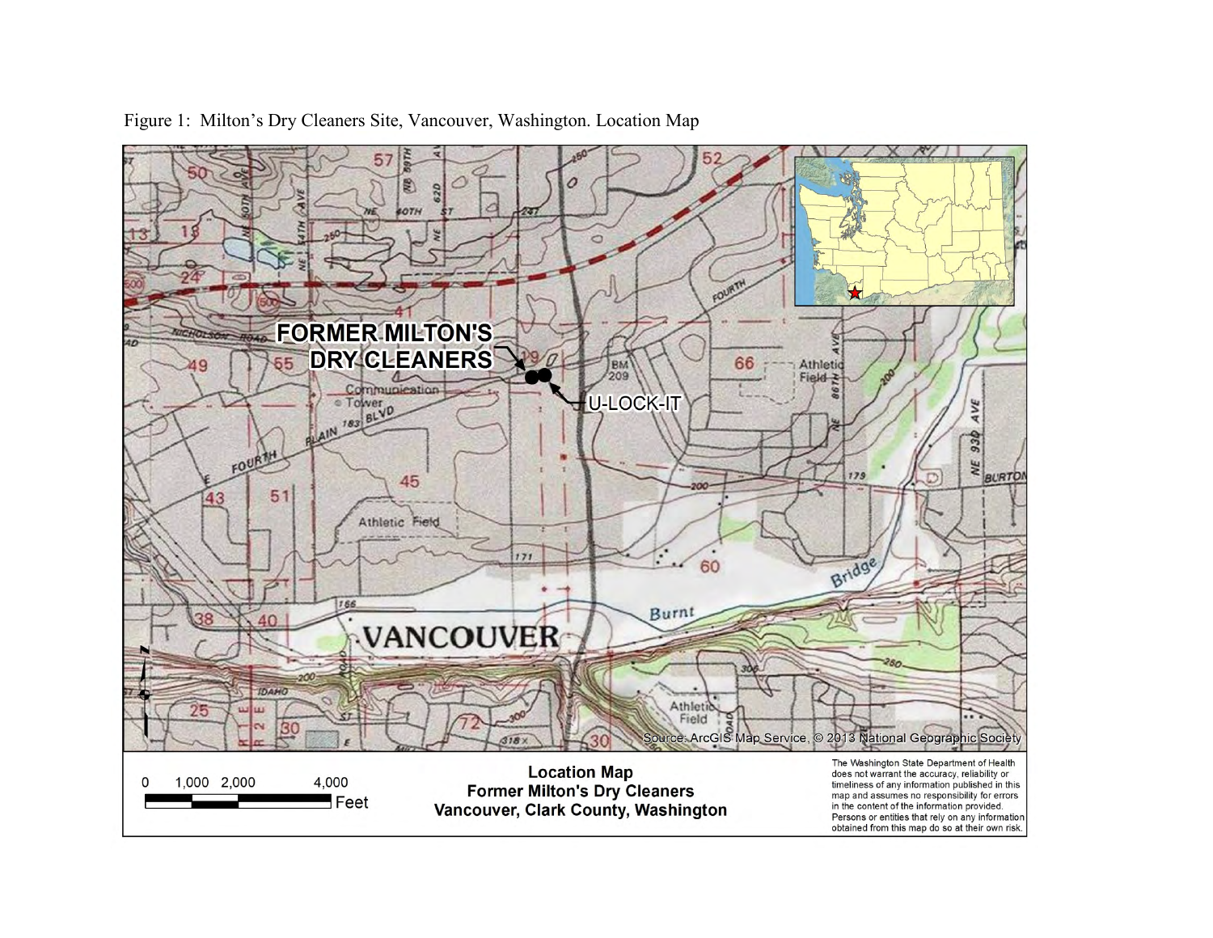Figure 1: Milton's Dry Cleaners Site, Vancouver, Washington. Location Map

**Location Map**
**Former Milton's Dry Cleaners**
**Vancouver, Clark County, Washington**

Source: ArcGIS Map Service, © 2013 National Geographic Society

The Washington State Department of Health does not warrant the accuracy, reliability or timeliness of any information published in this map and assumes no responsibility for errors in the content of the information provided. Persons or entities that rely on any information obtained from this map do so at their own risk.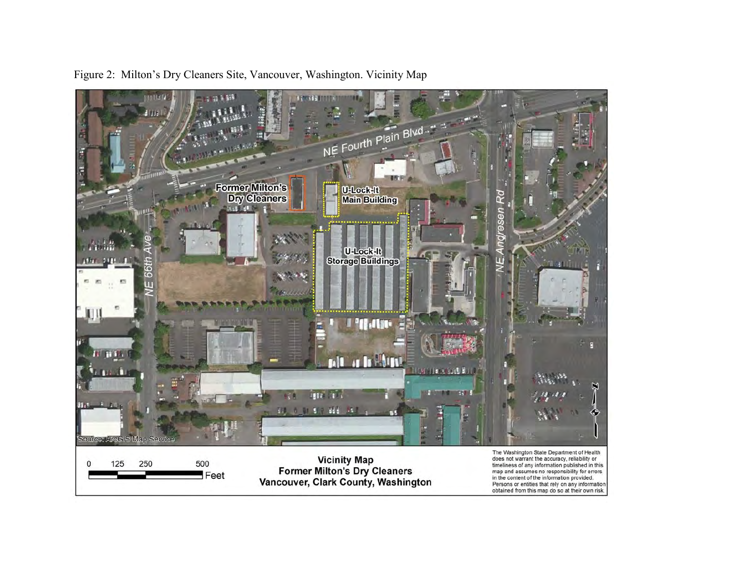Figure 2: Milton's Dry Cleaners Site, Vancouver, Washington. Vicinity Map

NE Fourth Plain Blvd

Former Milton's Dry Cleaners

U-Lock-It Main Building

U-Lock-It Storage Buildings

NE 66th Ave

NE Andresen Rd

Source: ArcGIS Map Service

0 125 250 500 Feet

N

**Vicinity Map**
**Former Milton's Dry Cleaners**
**Vancouver, Clark County, Washington**

The Washington State Department of Health does not warrant the accuracy, reliability or timeliness of any information published in this map and assumes no responsibility for errors in the content of the information provided. Persons or entities that rely on any information obtained from this map do so at their own risk.